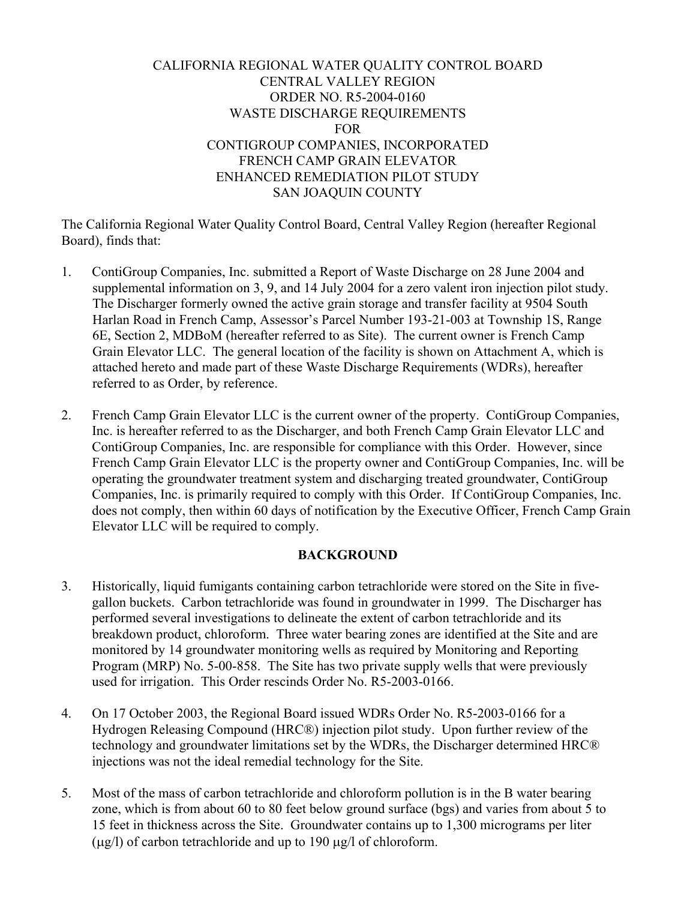CALIFORNIA REGIONAL WATER QUALITY CONTROL BOARD
CENTRAL VALLEY REGION
ORDER NO. R5-2004-0160
WASTE DISCHARGE REQUIREMENTS
FOR
CONTIGROUP COMPANIES, INCORPORATED
FRENCH CAMP GRAIN ELEVATOR
ENHANCED REMEDIATION PILOT STUDY
SAN JOAQUIN COUNTY

The California Regional Water Quality Control Board, Central Valley Region (hereafter Regional Board), finds that:

1. ContiGroup Companies, Inc. submitted a Report of Waste Discharge on 28 June 2004 and supplemental information on 3, 9, and 14 July 2004 for a zero valent iron injection pilot study. The Discharger formerly owned the active grain storage and transfer facility at 9504 South Harlan Road in French Camp, Assessor's Parcel Number 193-21-003 at Township 1S, Range 6E, Section 2, MDBoM (hereafter referred to as Site). The current owner is French Camp Grain Elevator LLC. The general location of the facility is shown on Attachment A, which is attached hereto and made part of these Waste Discharge Requirements (WDRs), hereafter referred to as Order, by reference.

2. French Camp Grain Elevator LLC is the current owner of the property. ContiGroup Companies, Inc. is hereafter referred to as the Discharger, and both French Camp Grain Elevator LLC and ContiGroup Companies, Inc. are responsible for compliance with this Order. However, since French Camp Grain Elevator LLC is the property owner and ContiGroup Companies, Inc. will be operating the groundwater treatment system and discharging treated groundwater, ContiGroup Companies, Inc. is primarily required to comply with this Order. If ContiGroup Companies, Inc. does not comply, then within 60 days of notification by the Executive Officer, French Camp Grain Elevator LLC will be required to comply.

## BACKGROUND

3. Historically, liquid fumigants containing carbon tetrachloride were stored on the Site in five-gallon buckets. Carbon tetrachloride was found in groundwater in 1999. The Discharger has performed several investigations to delineate the extent of carbon tetrachloride and its breakdown product, chloroform. Three water bearing zones are identified at the Site and are monitored by 14 groundwater monitoring wells as required by Monitoring and Reporting Program (MRP) No. 5-00-858. The Site has two private supply wells that were previously used for irrigation. This Order rescinds Order No. R5-2003-0166.

4. On 17 October 2003, the Regional Board issued WDRs Order No. R5-2003-0166 for a Hydrogen Releasing Compound (HRC®) injection pilot study. Upon further review of the technology and groundwater limitations set by the WDRs, the Discharger determined HRC® injections was not the ideal remedial technology for the Site.

5. Most of the mass of carbon tetrachloride and chloroform pollution is in the B water bearing zone, which is from about 60 to 80 feet below ground surface (bgs) and varies from about 5 to 15 feet in thickness across the Site. Groundwater contains up to 1,300 micrograms per liter (μg/l) of carbon tetrachloride and up to 190 μg/l of chloroform.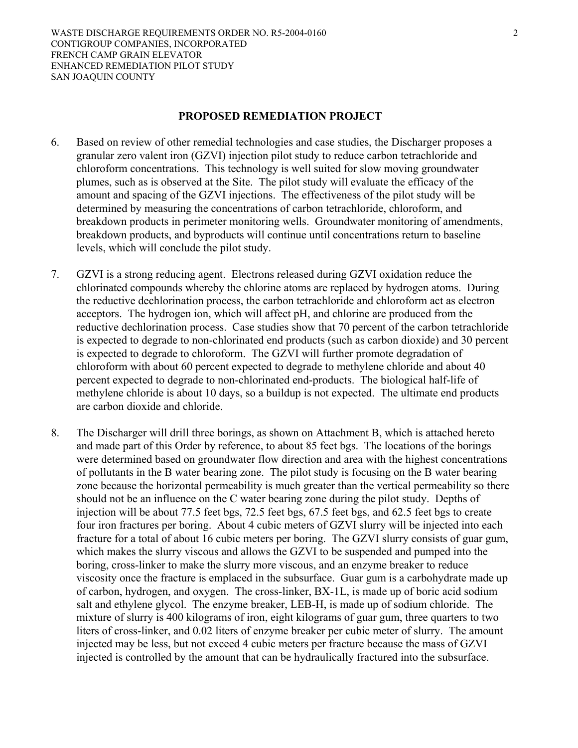## PROPOSED REMEDIATION PROJECT

6. Based on review of other remedial technologies and case studies, the Discharger proposes a granular zero valent iron (GZVI) injection pilot study to reduce carbon tetrachloride and chloroform concentrations. This technology is well suited for slow moving groundwater plumes, such as is observed at the Site. The pilot study will evaluate the efficacy of the amount and spacing of the GZVI injections. The effectiveness of the pilot study will be determined by measuring the concentrations of carbon tetrachloride, chloroform, and breakdown products in perimeter monitoring wells. Groundwater monitoring of amendments, breakdown products, and byproducts will continue until concentrations return to baseline levels, which will conclude the pilot study.

7. GZVI is a strong reducing agent. Electrons released during GZVI oxidation reduce the chlorinated compounds whereby the chlorine atoms are replaced by hydrogen atoms. During the reductive dechlorination process, the carbon tetrachloride and chloroform act as electron acceptors. The hydrogen ion, which will affect pH, and chlorine are produced from the reductive dechlorination process. Case studies show that 70 percent of the carbon tetrachloride is expected to degrade to non-chlorinated end products (such as carbon dioxide) and 30 percent is expected to degrade to chloroform. The GZVI will further promote degradation of chloroform with about 60 percent expected to degrade to methylene chloride and about 40 percent expected to degrade to non-chlorinated end-products. The biological half-life of methylene chloride is about 10 days, so a buildup is not expected. The ultimate end products are carbon dioxide and chloride.

8. The Discharger will drill three borings, as shown on Attachment B, which is attached hereto and made part of this Order by reference, to about 85 feet bgs. The locations of the borings were determined based on groundwater flow direction and area with the highest concentrations of pollutants in the B water bearing zone. The pilot study is focusing on the B water bearing zone because the horizontal permeability is much greater than the vertical permeability so there should not be an influence on the C water bearing zone during the pilot study. Depths of injection will be about 77.5 feet bgs, 72.5 feet bgs, 67.5 feet bgs, and 62.5 feet bgs to create four iron fractures per boring. About 4 cubic meters of GZVI slurry will be injected into each fracture for a total of about 16 cubic meters per boring. The GZVI slurry consists of guar gum, which makes the slurry viscous and allows the GZVI to be suspended and pumped into the boring, cross-linker to make the slurry more viscous, and an enzyme breaker to reduce viscosity once the fracture is emplaced in the subsurface. Guar gum is a carbohydrate made up of carbon, hydrogen, and oxygen. The cross-linker, BX-1L, is made up of boric acid sodium salt and ethylene glycol. The enzyme breaker, LEB-H, is made up of sodium chloride. The mixture of slurry is 400 kilograms of iron, eight kilograms of guar gum, three quarters to two liters of cross-linker, and 0.02 liters of enzyme breaker per cubic meter of slurry. The amount injected may be less, but not exceed 4 cubic meters per fracture because the mass of GZVI injected is controlled by the amount that can be hydraulically fractured into the subsurface.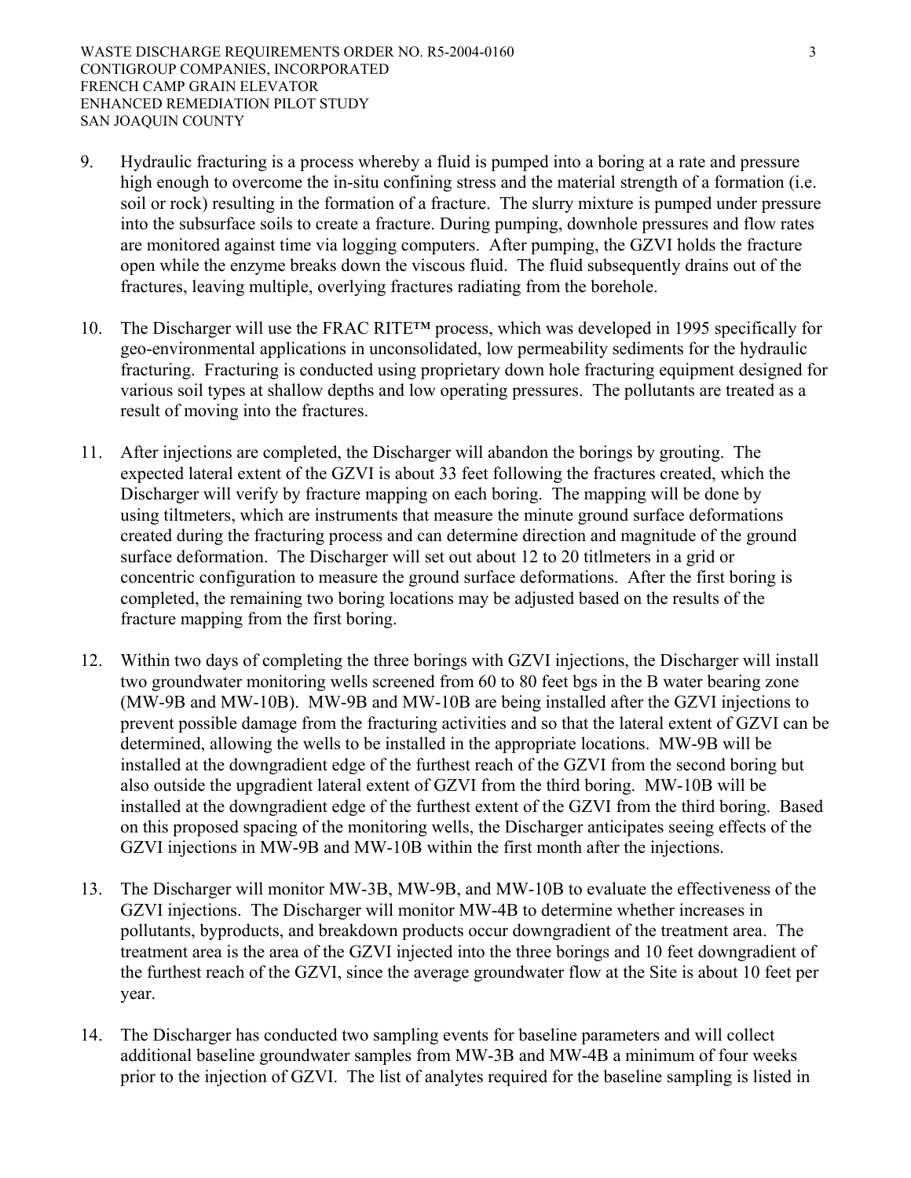9. Hydraulic fracturing is a process whereby a fluid is pumped into a boring at a rate and pressure high enough to overcome the in-situ confining stress and the material strength of a formation (i.e. soil or rock) resulting in the formation of a fracture. The slurry mixture is pumped under pressure into the subsurface soils to create a fracture. During pumping, downhole pressures and flow rates are monitored against time via logging computers. After pumping, the GZVI holds the fracture open while the enzyme breaks down the viscous fluid. The fluid subsequently drains out of the fractures, leaving multiple, overlying fractures radiating from the borehole.

10. The Discharger will use the FRAC RITE™ process, which was developed in 1995 specifically for geo-environmental applications in unconsolidated, low permeability sediments for the hydraulic fracturing. Fracturing is conducted using proprietary down hole fracturing equipment designed for various soil types at shallow depths and low operating pressures. The pollutants are treated as a result of moving into the fractures.

11. After injections are completed, the Discharger will abandon the borings by grouting. The expected lateral extent of the GZVI is about 33 feet following the fractures created, which the Discharger will verify by fracture mapping on each boring. The mapping will be done by using tiltmeters, which are instruments that measure the minute ground surface deformations created during the fracturing process and can determine direction and magnitude of the ground surface deformation. The Discharger will set out about 12 to 20 titlmeters in a grid or concentric configuration to measure the ground surface deformations. After the first boring is completed, the remaining two boring locations may be adjusted based on the results of the fracture mapping from the first boring.

12. Within two days of completing the three borings with GZVI injections, the Discharger will install two groundwater monitoring wells screened from 60 to 80 feet bgs in the B water bearing zone (MW-9B and MW-10B). MW-9B and MW-10B are being installed after the GZVI injections to prevent possible damage from the fracturing activities and so that the lateral extent of GZVI can be determined, allowing the wells to be installed in the appropriate locations. MW-9B will be installed at the downgradient edge of the furthest reach of the GZVI from the second boring but also outside the upgradient lateral extent of GZVI from the third boring. MW-10B will be installed at the downgradient edge of the furthest extent of the GZVI from the third boring. Based on this proposed spacing of the monitoring wells, the Discharger anticipates seeing effects of the GZVI injections in MW-9B and MW-10B within the first month after the injections.

13. The Discharger will monitor MW-3B, MW-9B, and MW-10B to evaluate the effectiveness of the GZVI injections. The Discharger will monitor MW-4B to determine whether increases in pollutants, byproducts, and breakdown products occur downgradient of the treatment area. The treatment area is the area of the GZVI injected into the three borings and 10 feet downgradient of the furthest reach of the GZVI, since the average groundwater flow at the Site is about 10 feet per year.

14. The Discharger has conducted two sampling events for baseline parameters and will collect additional baseline groundwater samples from MW-3B and MW-4B a minimum of four weeks prior to the injection of GZVI. The list of analytes required for the baseline sampling is listed in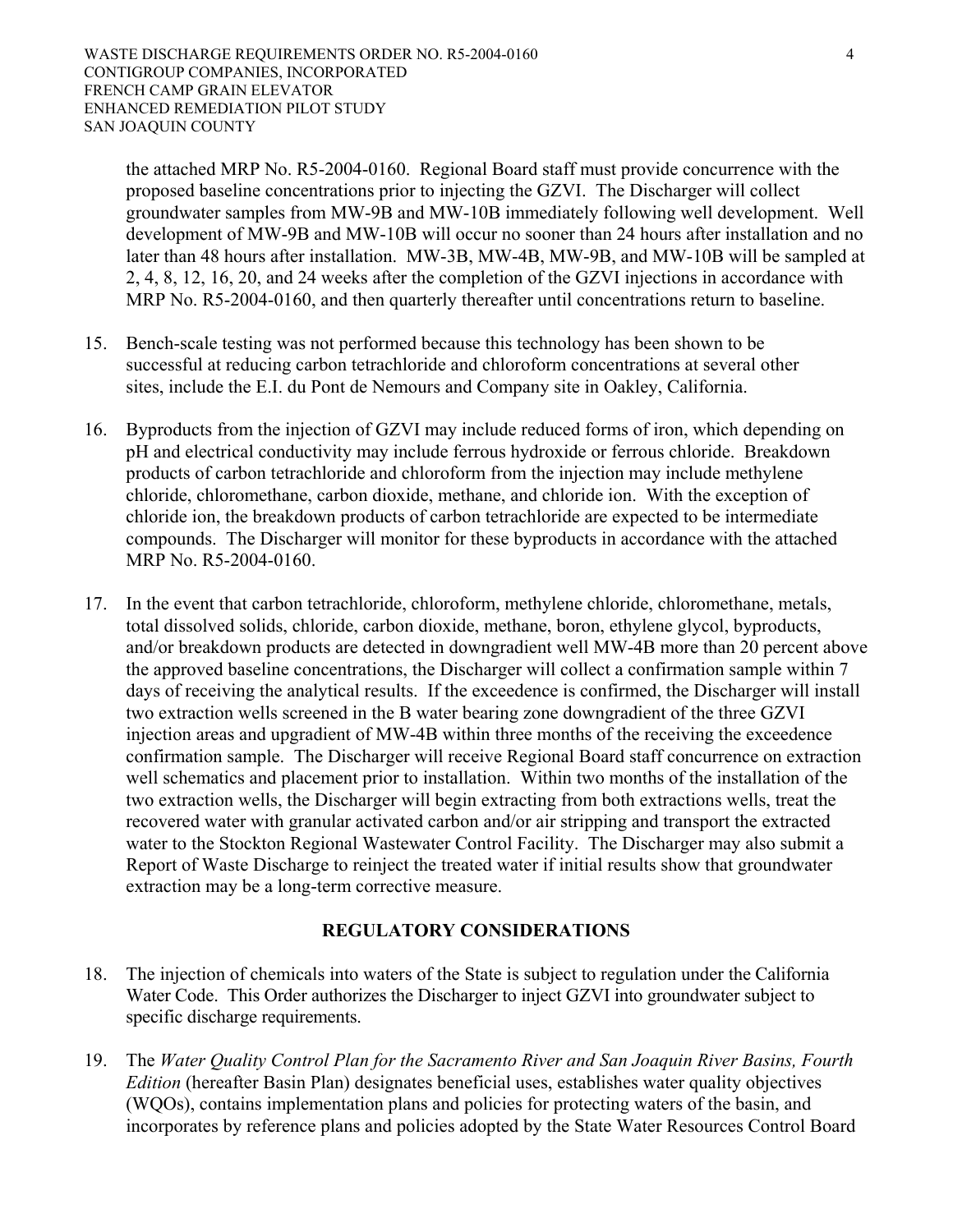the attached MRP No. R5-2004-0160. Regional Board staff must provide concurrence with the proposed baseline concentrations prior to injecting the GZVI. The Discharger will collect groundwater samples from MW-9B and MW-10B immediately following well development. Well development of MW-9B and MW-10B will occur no sooner than 24 hours after installation and no later than 48 hours after installation. MW-3B, MW-4B, MW-9B, and MW-10B will be sampled at 2, 4, 8, 12, 16, 20, and 24 weeks after the completion of the GZVI injections in accordance with MRP No. R5-2004-0160, and then quarterly thereafter until concentrations return to baseline.

15. Bench-scale testing was not performed because this technology has been shown to be successful at reducing carbon tetrachloride and chloroform concentrations at several other sites, include the E.I. du Pont de Nemours and Company site in Oakley, California.

16. Byproducts from the injection of GZVI may include reduced forms of iron, which depending on pH and electrical conductivity may include ferrous hydroxide or ferrous chloride. Breakdown products of carbon tetrachloride and chloroform from the injection may include methylene chloride, chloromethane, carbon dioxide, methane, and chloride ion. With the exception of chloride ion, the breakdown products of carbon tetrachloride are expected to be intermediate compounds. The Discharger will monitor for these byproducts in accordance with the attached MRP No. R5-2004-0160.

17. In the event that carbon tetrachloride, chloroform, methylene chloride, chloromethane, metals, total dissolved solids, chloride, carbon dioxide, methane, boron, ethylene glycol, byproducts, and/or breakdown products are detected in downgradient well MW-4B more than 20 percent above the approved baseline concentrations, the Discharger will collect a confirmation sample within 7 days of receiving the analytical results. If the exceedence is confirmed, the Discharger will install two extraction wells screened in the B water bearing zone downgradient of the three GZVI injection areas and upgradient of MW-4B within three months of the receiving the exceedence confirmation sample. The Discharger will receive Regional Board staff concurrence on extraction well schematics and placement prior to installation. Within two months of the installation of the two extraction wells, the Discharger will begin extracting from both extractions wells, treat the recovered water with granular activated carbon and/or air stripping and transport the extracted water to the Stockton Regional Wastewater Control Facility. The Discharger may also submit a Report of Waste Discharge to reinject the treated water if initial results show that groundwater extraction may be a long-term corrective measure.

## REGULATORY CONSIDERATIONS

18. The injection of chemicals into waters of the State is subject to regulation under the California Water Code. This Order authorizes the Discharger to inject GZVI into groundwater subject to specific discharge requirements.

19. The *Water Quality Control Plan for the Sacramento River and San Joaquin River Basins, Fourth Edition* (hereafter Basin Plan) designates beneficial uses, establishes water quality objectives (WQOs), contains implementation plans and policies for protecting waters of the basin, and incorporates by reference plans and policies adopted by the State Water Resources Control Board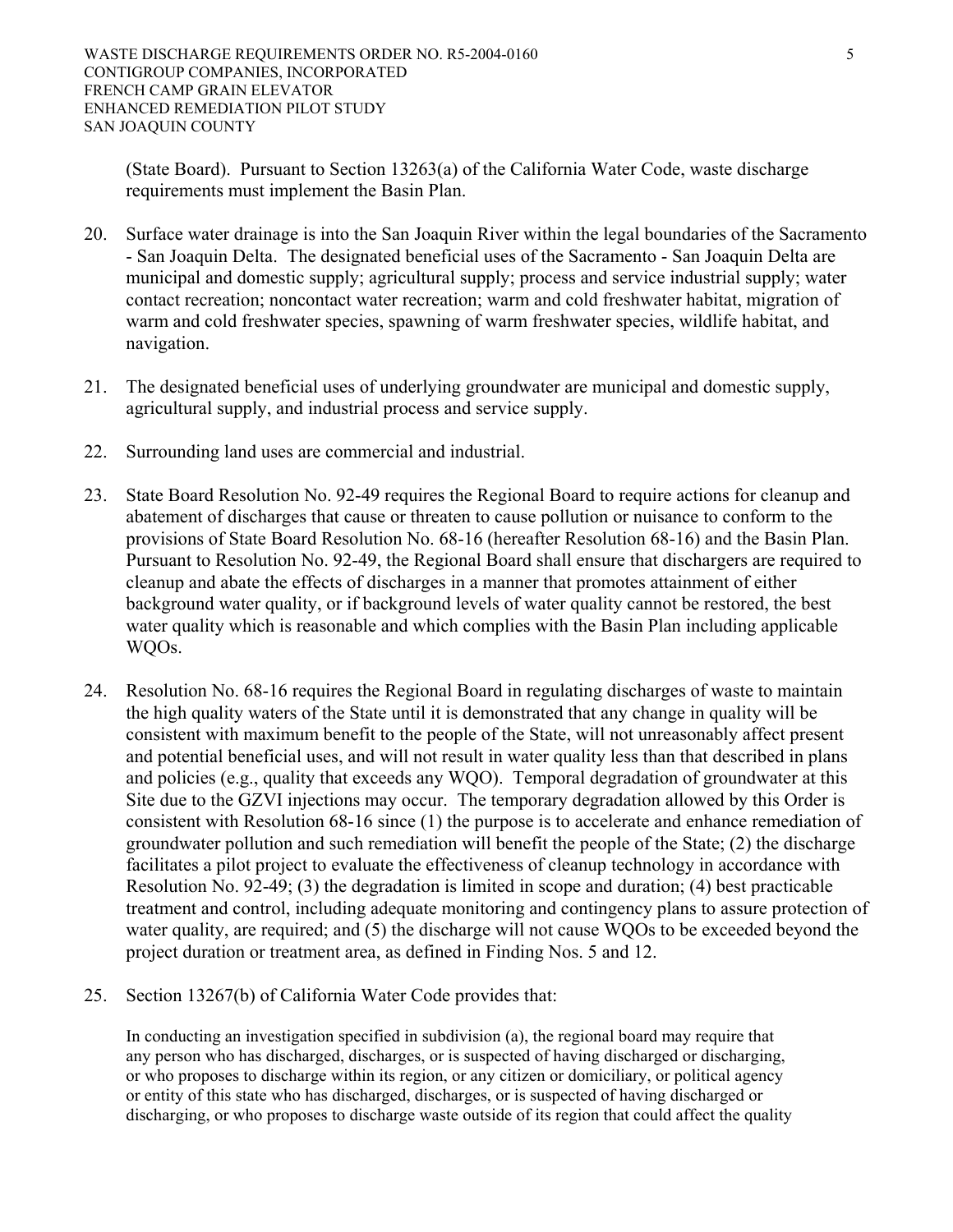(State Board). Pursuant to Section 13263(a) of the California Water Code, waste discharge requirements must implement the Basin Plan.

20. Surface water drainage is into the San Joaquin River within the legal boundaries of the Sacramento - San Joaquin Delta. The designated beneficial uses of the Sacramento - San Joaquin Delta are municipal and domestic supply; agricultural supply; process and service industrial supply; water contact recreation; noncontact water recreation; warm and cold freshwater habitat, migration of warm and cold freshwater species, spawning of warm freshwater species, wildlife habitat, and navigation.

21. The designated beneficial uses of underlying groundwater are municipal and domestic supply, agricultural supply, and industrial process and service supply.

22. Surrounding land uses are commercial and industrial.

23. State Board Resolution No. 92-49 requires the Regional Board to require actions for cleanup and abatement of discharges that cause or threaten to cause pollution or nuisance to conform to the provisions of State Board Resolution No. 68-16 (hereafter Resolution 68-16) and the Basin Plan. Pursuant to Resolution No. 92-49, the Regional Board shall ensure that dischargers are required to cleanup and abate the effects of discharges in a manner that promotes attainment of either background water quality, or if background levels of water quality cannot be restored, the best water quality which is reasonable and which complies with the Basin Plan including applicable WQOs.

24. Resolution No. 68-16 requires the Regional Board in regulating discharges of waste to maintain the high quality waters of the State until it is demonstrated that any change in quality will be consistent with maximum benefit to the people of the State, will not unreasonably affect present and potential beneficial uses, and will not result in water quality less than that described in plans and policies (e.g., quality that exceeds any WQO). Temporal degradation of groundwater at this Site due to the GZVI injections may occur. The temporary degradation allowed by this Order is consistent with Resolution 68-16 since (1) the purpose is to accelerate and enhance remediation of groundwater pollution and such remediation will benefit the people of the State; (2) the discharge facilitates a pilot project to evaluate the effectiveness of cleanup technology in accordance with Resolution No. 92-49; (3) the degradation is limited in scope and duration; (4) best practicable treatment and control, including adequate monitoring and contingency plans to assure protection of water quality, are required; and (5) the discharge will not cause WQOs to be exceeded beyond the project duration or treatment area, as defined in Finding Nos. 5 and 12.

25. Section 13267(b) of California Water Code provides that:

    In conducting an investigation specified in subdivision (a), the regional board may require that any person who has discharged, discharges, or is suspected of having discharged or discharging, or who proposes to discharge within its region, or any citizen or domiciliary, or political agency or entity of this state who has discharged, discharges, or is suspected of having discharged or discharging, or who proposes to discharge waste outside of its region that could affect the quality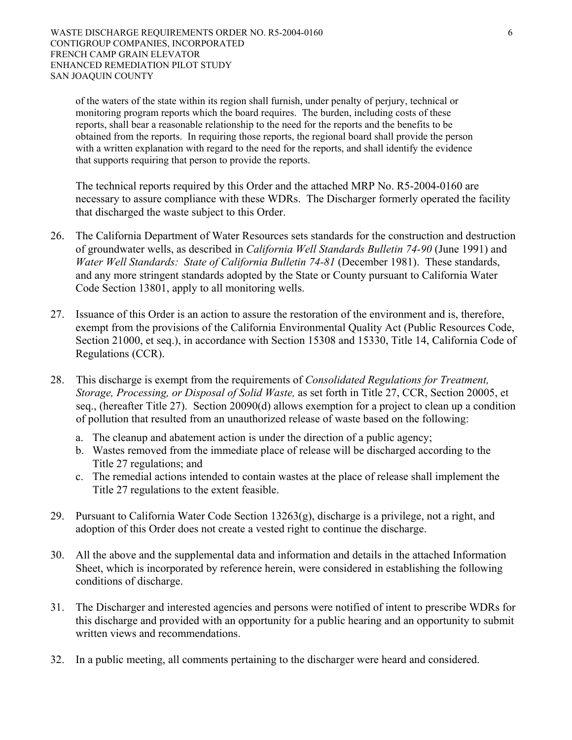of the waters of the state within its region shall furnish, under penalty of perjury, technical or monitoring program reports which the board requires. The burden, including costs of these reports, shall bear a reasonable relationship to the need for the reports and the benefits to be obtained from the reports. In requiring those reports, the regional board shall provide the person with a written explanation with regard to the need for the reports, and shall identify the evidence that supports requiring that person to provide the reports.

The technical reports required by this Order and the attached MRP No. R5-2004-0160 are necessary to assure compliance with these WDRs. The Discharger formerly operated the facility that discharged the waste subject to this Order.

26. The California Department of Water Resources sets standards for the construction and destruction of groundwater wells, as described in *California Well Standards Bulletin 74-90* (June 1991) and *Water Well Standards: State of California Bulletin 74-81* (December 1981). These standards, and any more stringent standards adopted by the State or County pursuant to California Water Code Section 13801, apply to all monitoring wells.

27. Issuance of this Order is an action to assure the restoration of the environment and is, therefore, exempt from the provisions of the California Environmental Quality Act (Public Resources Code, Section 21000, et seq.), in accordance with Section 15308 and 15330, Title 14, California Code of Regulations (CCR).

28. This discharge is exempt from the requirements of *Consolidated Regulations for Treatment, Storage, Processing, or Disposal of Solid Waste,* as set forth in Title 27, CCR, Section 20005, et seq., (hereafter Title 27). Section 20090(d) allows exemption for a project to clean up a condition of pollution that resulted from an unauthorized release of waste based on the following:
   a. The cleanup and abatement action is under the direction of a public agency;
   b. Wastes removed from the immediate place of release will be discharged according to the Title 27 regulations; and
   c. The remedial actions intended to contain wastes at the place of release shall implement the Title 27 regulations to the extent feasible.

29. Pursuant to California Water Code Section 13263(g), discharge is a privilege, not a right, and adoption of this Order does not create a vested right to continue the discharge.

30. All the above and the supplemental data and information and details in the attached Information Sheet, which is incorporated by reference herein, were considered in establishing the following conditions of discharge.

31. The Discharger and interested agencies and persons were notified of intent to prescribe WDRs for this discharge and provided with an opportunity for a public hearing and an opportunity to submit written views and recommendations.

32. In a public meeting, all comments pertaining to the discharger were heard and considered.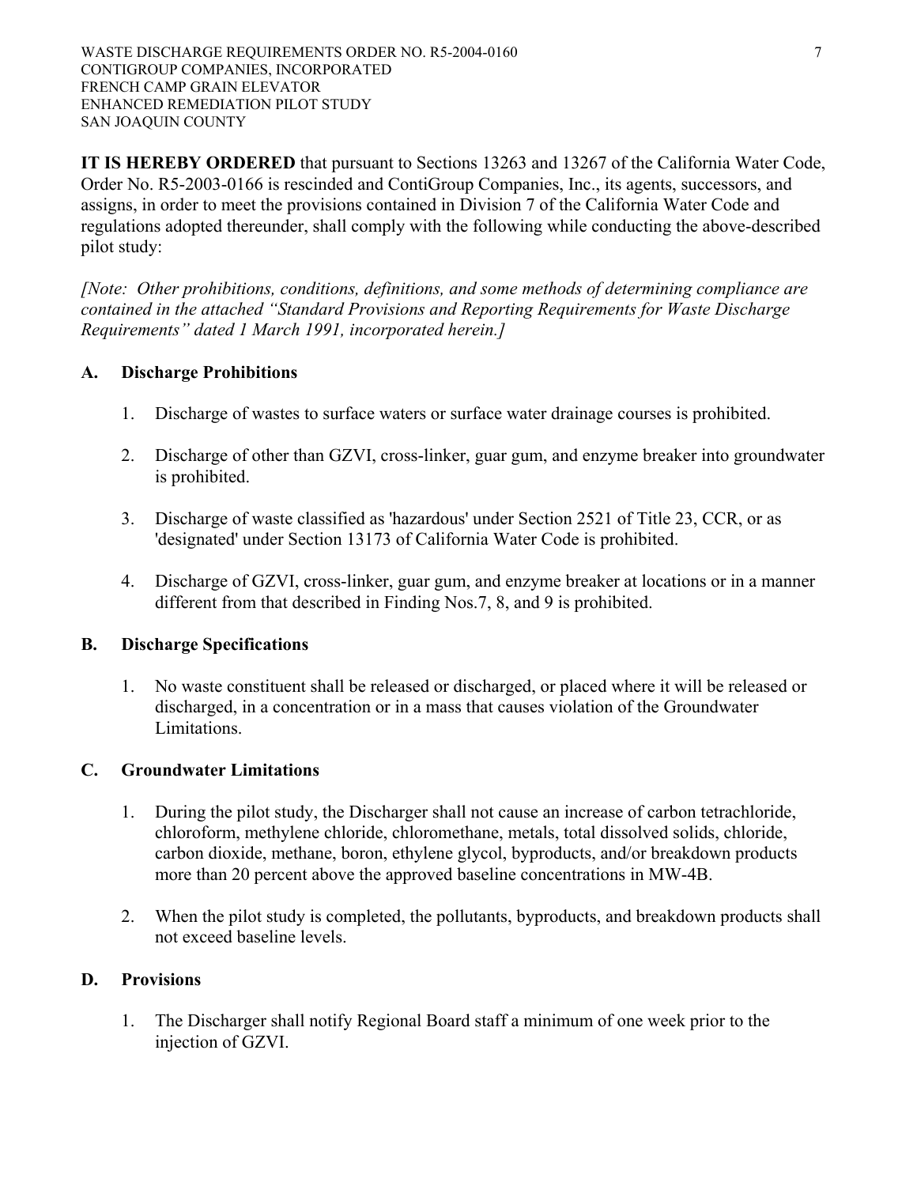**IT IS HEREBY ORDERED** that pursuant to Sections 13263 and 13267 of the California Water Code, Order No. R5-2003-0166 is rescinded and ContiGroup Companies, Inc., its agents, successors, and assigns, in order to meet the provisions contained in Division 7 of the California Water Code and regulations adopted thereunder, shall comply with the following while conducting the above-described pilot study:

*[Note: Other prohibitions, conditions, definitions, and some methods of determining compliance are contained in the attached "Standard Provisions and Reporting Requirements for Waste Discharge Requirements" dated 1 March 1991, incorporated herein.]*

## A. Discharge Prohibitions

1. Discharge of wastes to surface waters or surface water drainage courses is prohibited.

2. Discharge of other than GZVI, cross-linker, guar gum, and enzyme breaker into groundwater is prohibited.

3. Discharge of waste classified as 'hazardous' under Section 2521 of Title 23, CCR, or as 'designated' under Section 13173 of California Water Code is prohibited.

4. Discharge of GZVI, cross-linker, guar gum, and enzyme breaker at locations or in a manner different from that described in Finding Nos.7, 8, and 9 is prohibited.

## B. Discharge Specifications

1. No waste constituent shall be released or discharged, or placed where it will be released or discharged, in a concentration or in a mass that causes violation of the Groundwater Limitations.

## C. Groundwater Limitations

1. During the pilot study, the Discharger shall not cause an increase of carbon tetrachloride, chloroform, methylene chloride, chloromethane, metals, total dissolved solids, chloride, carbon dioxide, methane, boron, ethylene glycol, byproducts, and/or breakdown products more than 20 percent above the approved baseline concentrations in MW-4B.

2. When the pilot study is completed, the pollutants, byproducts, and breakdown products shall not exceed baseline levels.

## D. Provisions

1. The Discharger shall notify Regional Board staff a minimum of one week prior to the injection of GZVI.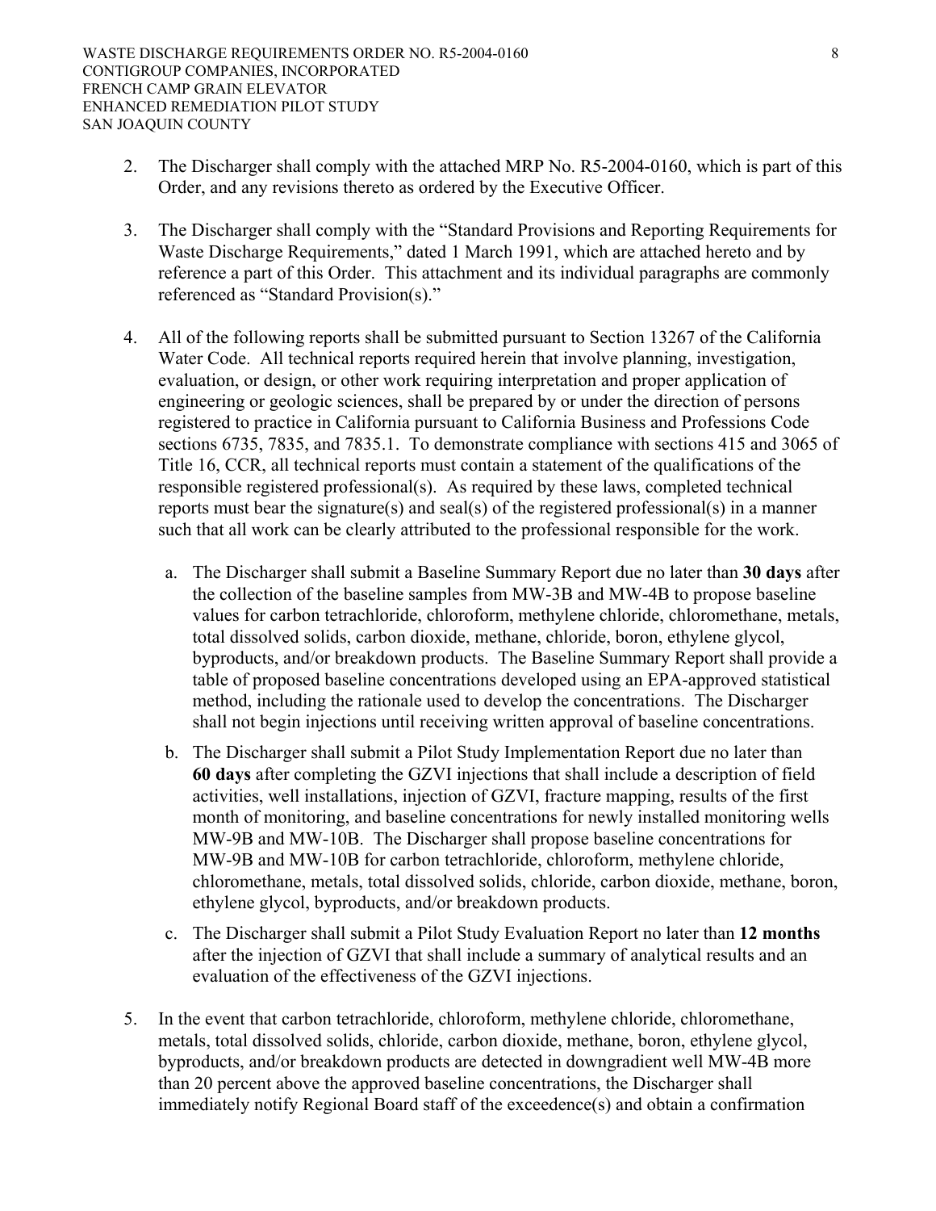2. The Discharger shall comply with the attached MRP No. R5-2004-0160, which is part of this Order, and any revisions thereto as ordered by the Executive Officer.

3. The Discharger shall comply with the "Standard Provisions and Reporting Requirements for Waste Discharge Requirements," dated 1 March 1991, which are attached hereto and by reference a part of this Order. This attachment and its individual paragraphs are commonly referenced as "Standard Provision(s)."

4. All of the following reports shall be submitted pursuant to Section 13267 of the California Water Code. All technical reports required herein that involve planning, investigation, evaluation, or design, or other work requiring interpretation and proper application of engineering or geologic sciences, shall be prepared by or under the direction of persons registered to practice in California pursuant to California Business and Professions Code sections 6735, 7835, and 7835.1. To demonstrate compliance with sections 415 and 3065 of Title 16, CCR, all technical reports must contain a statement of the qualifications of the responsible registered professional(s). As required by these laws, completed technical reports must bear the signature(s) and seal(s) of the registered professional(s) in a manner such that all work can be clearly attributed to the professional responsible for the work.

   a. The Discharger shall submit a Baseline Summary Report due no later than **30 days** after the collection of the baseline samples from MW-3B and MW-4B to propose baseline values for carbon tetrachloride, chloroform, methylene chloride, chloromethane, metals, total dissolved solids, carbon dioxide, methane, chloride, boron, ethylene glycol, byproducts, and/or breakdown products. The Baseline Summary Report shall provide a table of proposed baseline concentrations developed using an EPA-approved statistical method, including the rationale used to develop the concentrations. The Discharger shall not begin injections until receiving written approval of baseline concentrations.

   b. The Discharger shall submit a Pilot Study Implementation Report due no later than **60 days** after completing the GZVI injections that shall include a description of field activities, well installations, injection of GZVI, fracture mapping, results of the first month of monitoring, and baseline concentrations for newly installed monitoring wells MW-9B and MW-10B. The Discharger shall propose baseline concentrations for MW-9B and MW-10B for carbon tetrachloride, chloroform, methylene chloride, chloromethane, metals, total dissolved solids, chloride, carbon dioxide, methane, boron, ethylene glycol, byproducts, and/or breakdown products.

   c. The Discharger shall submit a Pilot Study Evaluation Report no later than **12 months** after the injection of GZVI that shall include a summary of analytical results and an evaluation of the effectiveness of the GZVI injections.

5. In the event that carbon tetrachloride, chloroform, methylene chloride, chloromethane, metals, total dissolved solids, chloride, carbon dioxide, methane, boron, ethylene glycol, byproducts, and/or breakdown products are detected in downgradient well MW-4B more than 20 percent above the approved baseline concentrations, the Discharger shall immediately notify Regional Board staff of the exceedence(s) and obtain a confirmation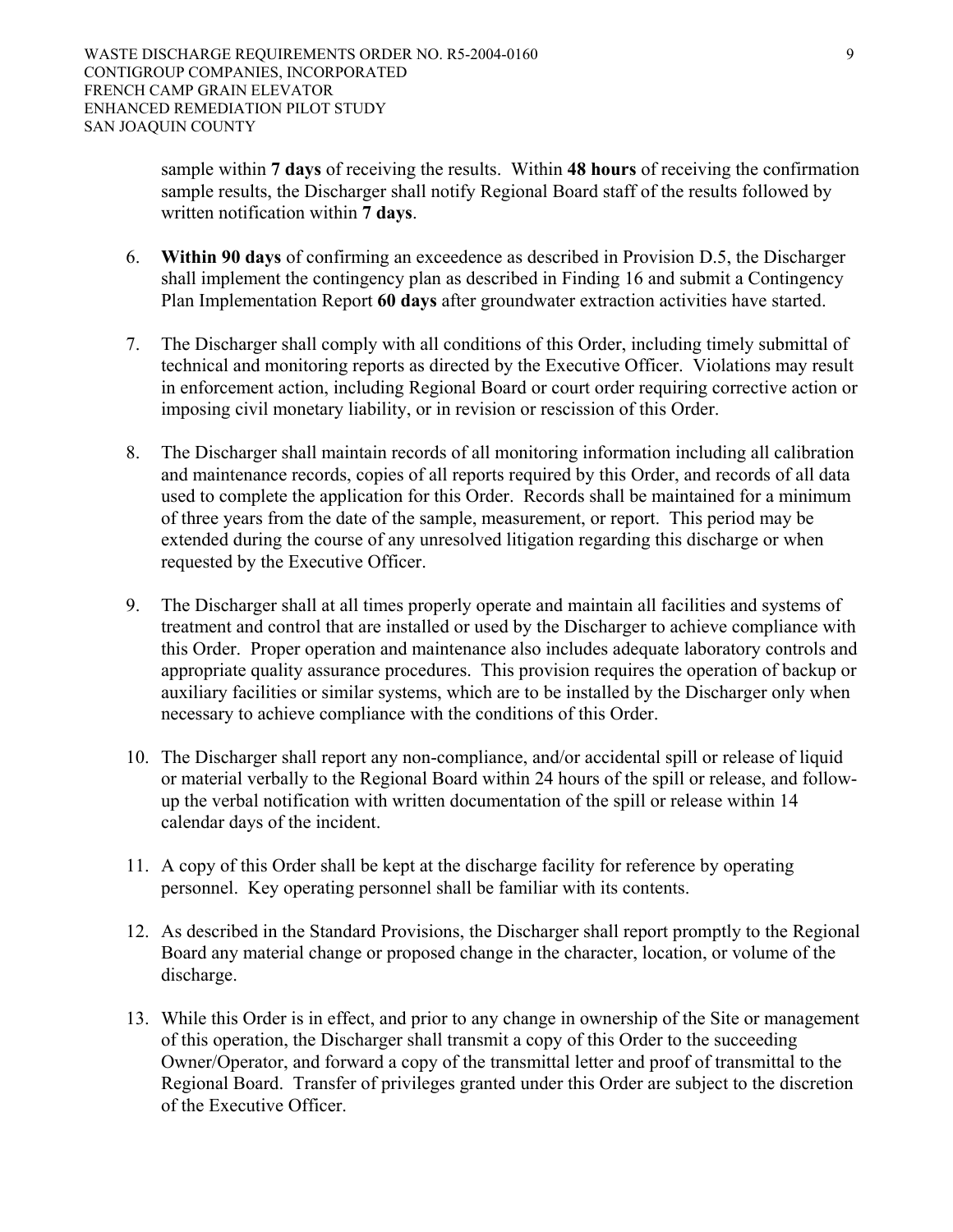sample within **7 days** of receiving the results. Within **48 hours** of receiving the confirmation sample results, the Discharger shall notify Regional Board staff of the results followed by written notification within **7 days**.

6. **Within 90 days** of confirming an exceedence as described in Provision D.5, the Discharger shall implement the contingency plan as described in Finding 16 and submit a Contingency Plan Implementation Report **60 days** after groundwater extraction activities have started.

7. The Discharger shall comply with all conditions of this Order, including timely submittal of technical and monitoring reports as directed by the Executive Officer. Violations may result in enforcement action, including Regional Board or court order requiring corrective action or imposing civil monetary liability, or in revision or rescission of this Order.

8. The Discharger shall maintain records of all monitoring information including all calibration and maintenance records, copies of all reports required by this Order, and records of all data used to complete the application for this Order. Records shall be maintained for a minimum of three years from the date of the sample, measurement, or report. This period may be extended during the course of any unresolved litigation regarding this discharge or when requested by the Executive Officer.

9. The Discharger shall at all times properly operate and maintain all facilities and systems of treatment and control that are installed or used by the Discharger to achieve compliance with this Order. Proper operation and maintenance also includes adequate laboratory controls and appropriate quality assurance procedures. This provision requires the operation of backup or auxiliary facilities or similar systems, which are to be installed by the Discharger only when necessary to achieve compliance with the conditions of this Order.

10. The Discharger shall report any non-compliance, and/or accidental spill or release of liquid or material verbally to the Regional Board within 24 hours of the spill or release, and follow-up the verbal notification with written documentation of the spill or release within 14 calendar days of the incident.

11. A copy of this Order shall be kept at the discharge facility for reference by operating personnel. Key operating personnel shall be familiar with its contents.

12. As described in the Standard Provisions, the Discharger shall report promptly to the Regional Board any material change or proposed change in the character, location, or volume of the discharge.

13. While this Order is in effect, and prior to any change in ownership of the Site or management of this operation, the Discharger shall transmit a copy of this Order to the succeeding Owner/Operator, and forward a copy of the transmittal letter and proof of transmittal to the Regional Board. Transfer of privileges granted under this Order are subject to the discretion of the Executive Officer.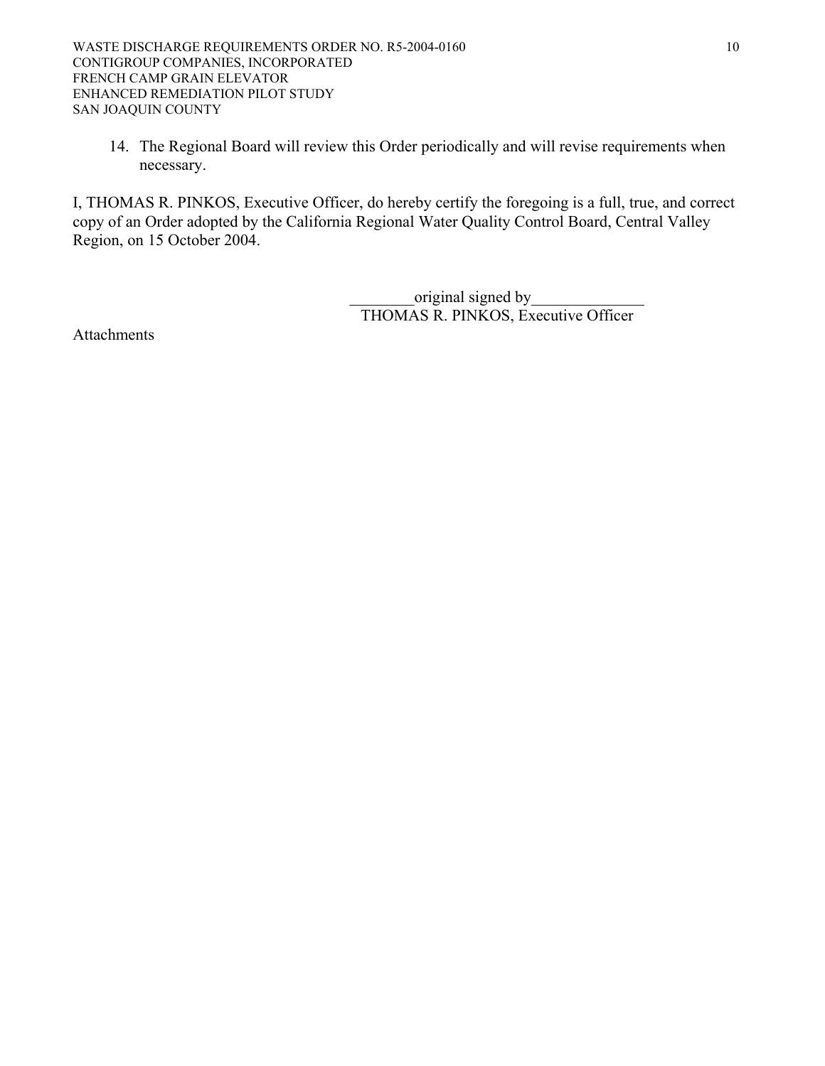14. The Regional Board will review this Order periodically and will revise requirements when necessary.

I, THOMAS R. PINKOS, Executive Officer, do hereby certify the foregoing is a full, true, and correct copy of an Order adopted by the California Regional Water Quality Control Board, Central Valley Region, on 15 October 2004.

________original signed by______________
THOMAS R. PINKOS, Executive Officer

Attachments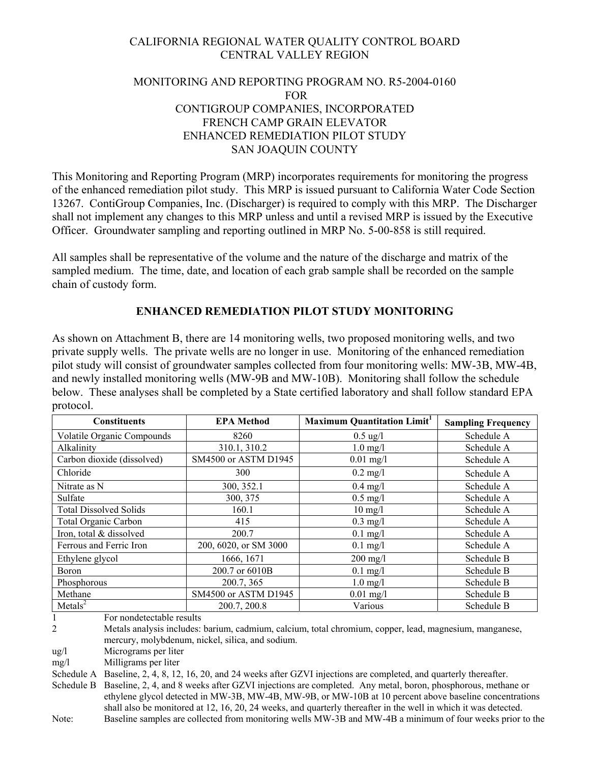CALIFORNIA REGIONAL WATER QUALITY CONTROL BOARD
CENTRAL VALLEY REGION

MONITORING AND REPORTING PROGRAM NO. R5-2004-0160
FOR
CONTIGROUP COMPANIES, INCORPORATED
FRENCH CAMP GRAIN ELEVATOR
ENHANCED REMEDIATION PILOT STUDY
SAN JOAQUIN COUNTY

This Monitoring and Reporting Program (MRP) incorporates requirements for monitoring the progress of the enhanced remediation pilot study. This MRP is issued pursuant to California Water Code Section 13267. ContiGroup Companies, Inc. (Discharger) is required to comply with this MRP. The Discharger shall not implement any changes to this MRP unless and until a revised MRP is issued by the Executive Officer. Groundwater sampling and reporting outlined in MRP No. 5-00-858 is still required.

All samples shall be representative of the volume and the nature of the discharge and matrix of the sampled medium. The time, date, and location of each grab sample shall be recorded on the sample chain of custody form.

## ENHANCED REMEDIATION PILOT STUDY MONITORING

As shown on Attachment B, there are 14 monitoring wells, two proposed monitoring wells, and two private supply wells. The private wells are no longer in use. Monitoring of the enhanced remediation pilot study will consist of groundwater samples collected from four monitoring wells: MW-3B, MW-4B, and newly installed monitoring wells (MW-9B and MW-10B). Monitoring shall follow the schedule below. These analyses shall be completed by a State certified laboratory and shall follow standard EPA protocol.

| Constituents | EPA Method | Maximum Quantitation Limit[1] | Sampling Frequency |
|---|---|---|---|
| Volatile Organic Compounds | 8260 | 0.5 ug/l | Schedule A |
| Alkalinity | 310.1, 310.2 | 1.0 mg/l | Schedule A |
| Carbon dioxide (dissolved) | SM4500 or ASTM D1945 | 0.01 mg/l | Schedule A |
| Chloride | 300 | 0.2 mg/l | Schedule A |
| Nitrate as N | 300, 352.1 | 0.4 mg/l | Schedule A |
| Sulfate | 300, 375 | 0.5 mg/l | Schedule A |
| Total Dissolved Solids | 160.1 | 10 mg/l | Schedule A |
| Total Organic Carbon | 415 | 0.3 mg/l | Schedule A |
| Iron, total & dissolved | 200.7 | 0.1 mg/l | Schedule A |
| Ferrous and Ferric Iron | 200, 6020, or SM 3000 | 0.1 mg/l | Schedule A |
| Ethylene glycol | 1666, 1671 | 200 mg/l | Schedule B |
| Boron | 200.7 or 6010B | 0.1 mg/l | Schedule B |
| Phosphorous | 200.7, 365 | 1.0 mg/l | Schedule B |
| Methane | SM4500 or ASTM D1945 | 0.01 mg/l | Schedule B |
| Metals[2] | 200.7, 200.8 | Various | Schedule B |

1 For nondetectable results

2 Metals analysis includes: barium, cadmium, calcium, total chromium, copper, lead, magnesium, manganese, mercury, molybdenum, nickel, silica, and sodium.

ug/l Micrograms per liter

mg/l Milligrams per liter

Schedule A Baseline, 2, 4, 8, 12, 16, 20, and 24 weeks after GZVI injections are completed, and quarterly thereafter.

Schedule B Baseline, 2, 4, and 8 weeks after GZVI injections are completed. Any metal, boron, phosphorous, methane or ethylene glycol detected in MW-3B, MW-4B, MW-9B, or MW-10B at 10 percent above baseline concentrations shall also be monitored at 12, 16, 20, 24 weeks, and quarterly thereafter in the well in which it was detected.

Note: Baseline samples are collected from monitoring wells MW-3B and MW-4B a minimum of four weeks prior to the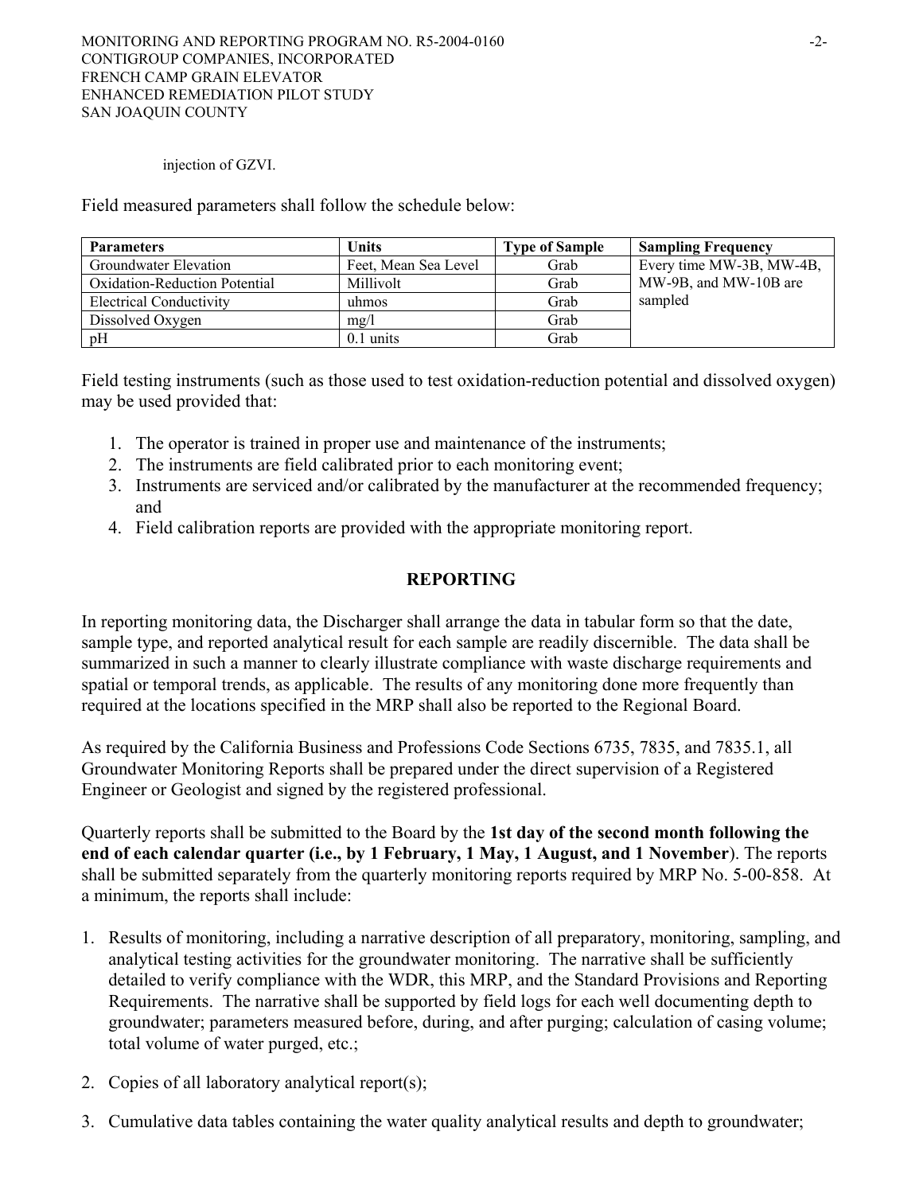injection of GZVI.

Field measured parameters shall follow the schedule below:

| Parameters | Units | Type of Sample | Sampling Frequency |
|---|---|---|---|
| Groundwater Elevation | Feet, Mean Sea Level | Grab | Every time MW-3B, MW-4B, MW-9B, and MW-10B are sampled |
| Oxidation-Reduction Potential | Millivolt | Grab | |
| Electrical Conductivity | uhmos | Grab | |
| Dissolved Oxygen | mg/l | Grab | |
| pH | 0.1 units | Grab | |

Field testing instruments (such as those used to test oxidation-reduction potential and dissolved oxygen) may be used provided that:

1. The operator is trained in proper use and maintenance of the instruments;
2. The instruments are field calibrated prior to each monitoring event;
3. Instruments are serviced and/or calibrated by the manufacturer at the recommended frequency; and
4. Field calibration reports are provided with the appropriate monitoring report.

## REPORTING

In reporting monitoring data, the Discharger shall arrange the data in tabular form so that the date, sample type, and reported analytical result for each sample are readily discernible. The data shall be summarized in such a manner to clearly illustrate compliance with waste discharge requirements and spatial or temporal trends, as applicable. The results of any monitoring done more frequently than required at the locations specified in the MRP shall also be reported to the Regional Board.

As required by the California Business and Professions Code Sections 6735, 7835, and 7835.1, all Groundwater Monitoring Reports shall be prepared under the direct supervision of a Registered Engineer or Geologist and signed by the registered professional.

Quarterly reports shall be submitted to the Board by the **1st day of the second month following the end of each calendar quarter (i.e., by 1 February, 1 May, 1 August, and 1 November)**. The reports shall be submitted separately from the quarterly monitoring reports required by MRP No. 5-00-858. At a minimum, the reports shall include:

1. Results of monitoring, including a narrative description of all preparatory, monitoring, sampling, and analytical testing activities for the groundwater monitoring. The narrative shall be sufficiently detailed to verify compliance with the WDR, this MRP, and the Standard Provisions and Reporting Requirements. The narrative shall be supported by field logs for each well documenting depth to groundwater; parameters measured before, during, and after purging; calculation of casing volume; total volume of water purged, etc.;

2. Copies of all laboratory analytical report(s);

3. Cumulative data tables containing the water quality analytical results and depth to groundwater;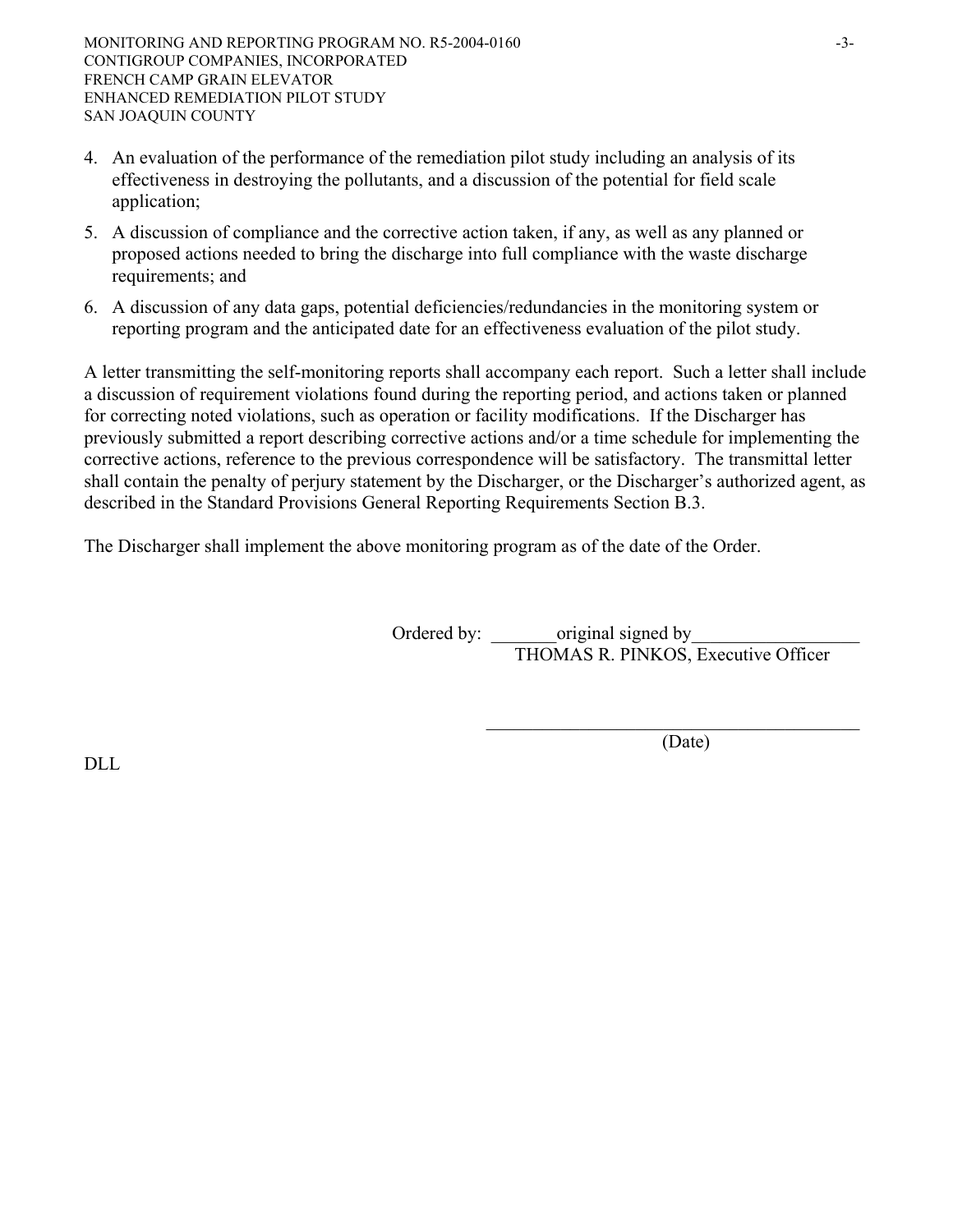4. An evaluation of the performance of the remediation pilot study including an analysis of its effectiveness in destroying the pollutants, and a discussion of the potential for field scale application;

5. A discussion of compliance and the corrective action taken, if any, as well as any planned or proposed actions needed to bring the discharge into full compliance with the waste discharge requirements; and

6. A discussion of any data gaps, potential deficiencies/redundancies in the monitoring system or reporting program and the anticipated date for an effectiveness evaluation of the pilot study.

A letter transmitting the self-monitoring reports shall accompany each report. Such a letter shall include a discussion of requirement violations found during the reporting period, and actions taken or planned for correcting noted violations, such as operation or facility modifications. If the Discharger has previously submitted a report describing corrective actions and/or a time schedule for implementing the corrective actions, reference to the previous correspondence will be satisfactory. The transmittal letter shall contain the penalty of perjury statement by the Discharger, or the Discharger's authorized agent, as described in the Standard Provisions General Reporting Requirements Section B.3.

The Discharger shall implement the above monitoring program as of the date of the Order.

Ordered by: _______original signed by_________________
THOMAS R. PINKOS, Executive Officer

_____________________________________________
(Date)

DLL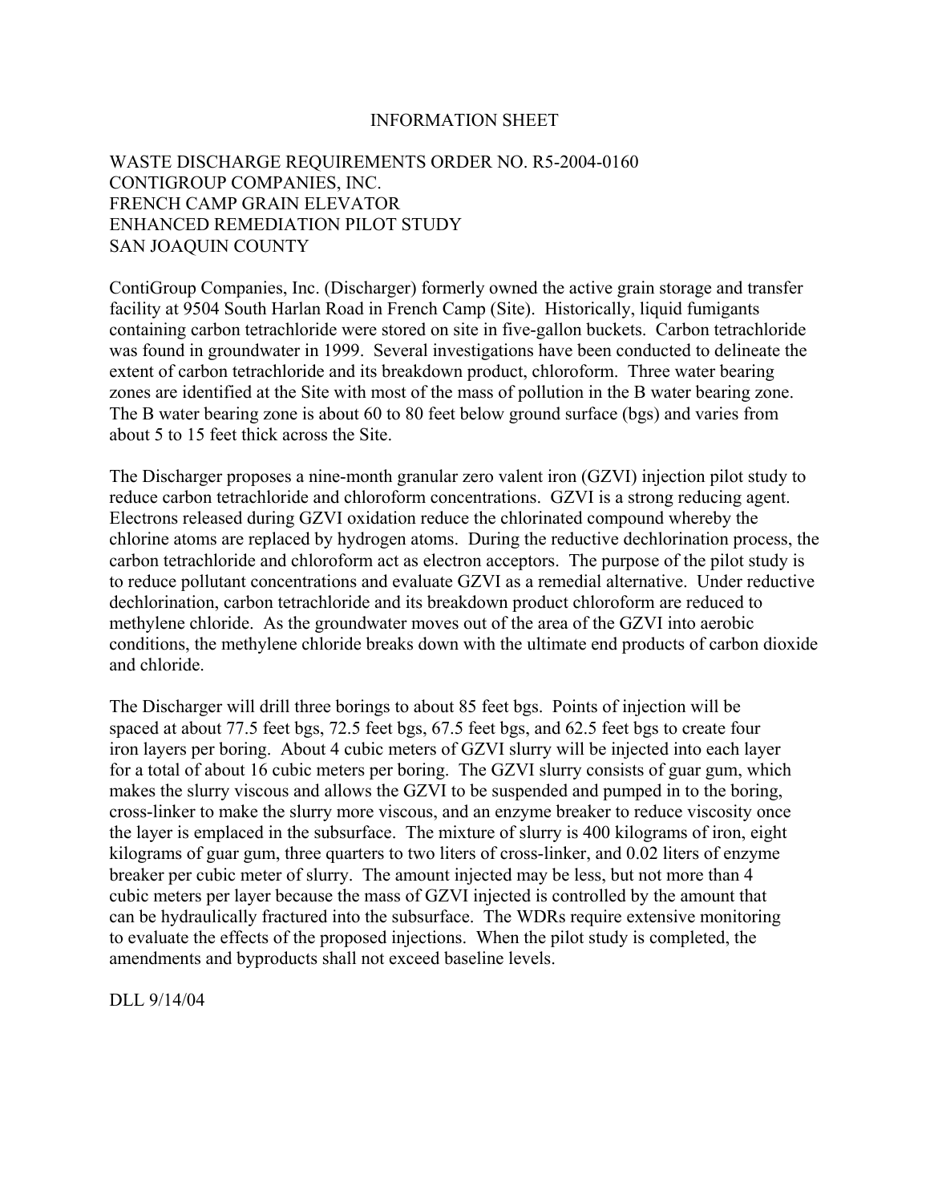# INFORMATION SHEET

WASTE DISCHARGE REQUIREMENTS ORDER NO. R5-2004-0160
CONTIGROUP COMPANIES, INC.
FRENCH CAMP GRAIN ELEVATOR
ENHANCED REMEDIATION PILOT STUDY
SAN JOAQUIN COUNTY

ContiGroup Companies, Inc. (Discharger) formerly owned the active grain storage and transfer facility at 9504 South Harlan Road in French Camp (Site). Historically, liquid fumigants containing carbon tetrachloride were stored on site in five-gallon buckets. Carbon tetrachloride was found in groundwater in 1999. Several investigations have been conducted to delineate the extent of carbon tetrachloride and its breakdown product, chloroform. Three water bearing zones are identified at the Site with most of the mass of pollution in the B water bearing zone. The B water bearing zone is about 60 to 80 feet below ground surface (bgs) and varies from about 5 to 15 feet thick across the Site.

The Discharger proposes a nine-month granular zero valent iron (GZVI) injection pilot study to reduce carbon tetrachloride and chloroform concentrations. GZVI is a strong reducing agent. Electrons released during GZVI oxidation reduce the chlorinated compound whereby the chlorine atoms are replaced by hydrogen atoms. During the reductive dechlorination process, the carbon tetrachloride and chloroform act as electron acceptors. The purpose of the pilot study is to reduce pollutant concentrations and evaluate GZVI as a remedial alternative. Under reductive dechlorination, carbon tetrachloride and its breakdown product chloroform are reduced to methylene chloride. As the groundwater moves out of the area of the GZVI into aerobic conditions, the methylene chloride breaks down with the ultimate end products of carbon dioxide and chloride.

The Discharger will drill three borings to about 85 feet bgs. Points of injection will be spaced at about 77.5 feet bgs, 72.5 feet bgs, 67.5 feet bgs, and 62.5 feet bgs to create four iron layers per boring. About 4 cubic meters of GZVI slurry will be injected into each layer for a total of about 16 cubic meters per boring. The GZVI slurry consists of guar gum, which makes the slurry viscous and allows the GZVI to be suspended and pumped in to the boring, cross-linker to make the slurry more viscous, and an enzyme breaker to reduce viscosity once the layer is emplaced in the subsurface. The mixture of slurry is 400 kilograms of iron, eight kilograms of guar gum, three quarters to two liters of cross-linker, and 0.02 liters of enzyme breaker per cubic meter of slurry. The amount injected may be less, but not more than 4 cubic meters per layer because the mass of GZVI injected is controlled by the amount that can be hydraulically fractured into the subsurface. The WDRs require extensive monitoring to evaluate the effects of the proposed injections. When the pilot study is completed, the amendments and byproducts shall not exceed baseline levels.

DLL 9/14/04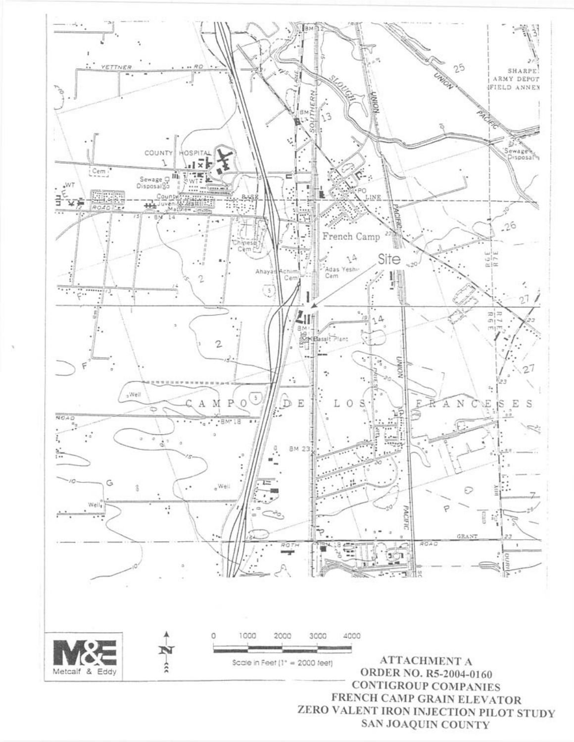ATTACHMENT A
ORDER NO. R5-2004-0160
CONTIGROUP COMPANIES
FRENCH CAMP GRAIN ELEVATOR
ZERO VALENT IRON INJECTION PILOT STUDY
SAN JOAQUIN COUNTY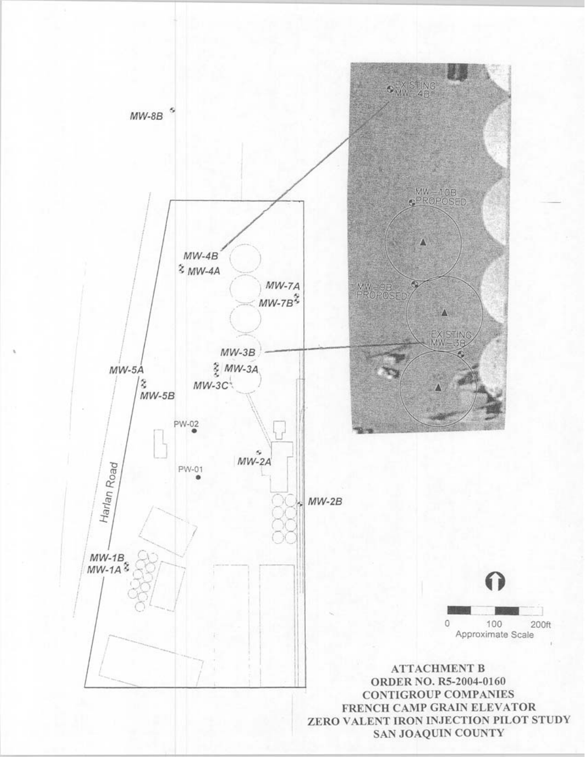MW-8B

EXISTING MW-4B

MW-10B PROPOSED

MW-9B PROPOSED

EXISTING MW-3B

MW-4B

MW-4A

MW-7A

MW-7B

MW-3B

MW-5A

MW-3A

MW-5B

MW-3C

PW-02

PW-01

MW-2A

Harlan Road

MW-2B

MW-1B

MW-1A

0 100 200ft

Approximate Scale

**ATTACHMENT B**
**ORDER NO. R5-2004-0160**
**CONTIGROUP COMPANIES**
**FRENCH CAMP GRAIN ELEVATOR**
**ZERO VALENT IRON INJECTION PILOT STUDY**
**SAN JOAQUIN COUNTY**